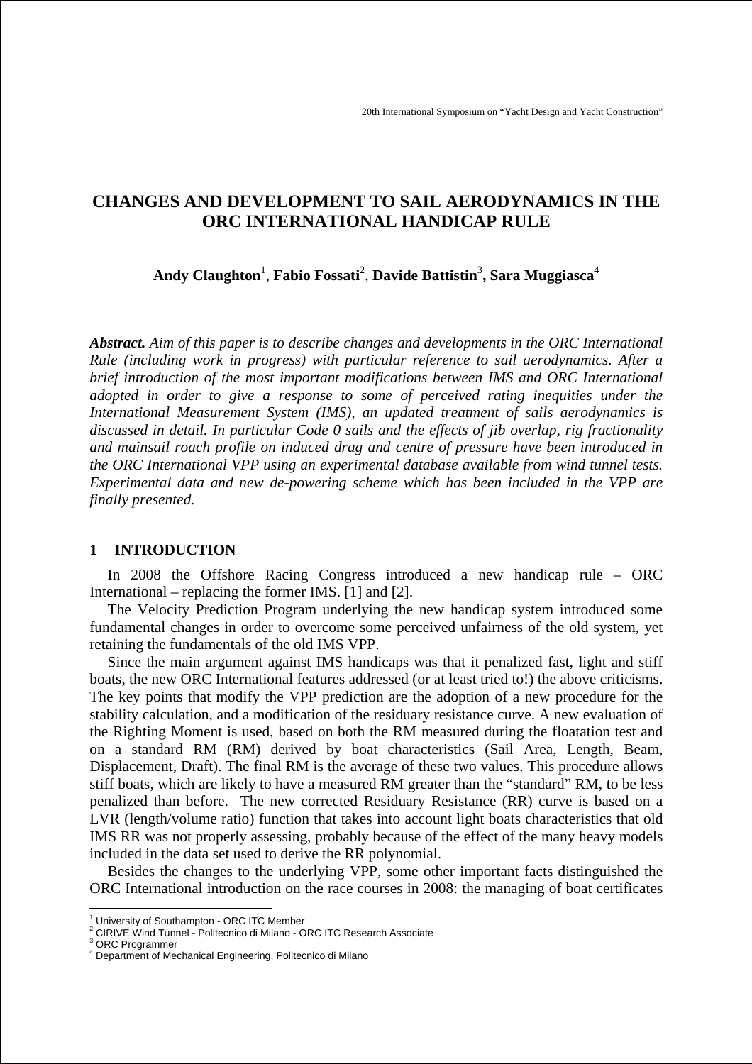# CHANGES AND DEVELOPMENT TO SAIL AERODYNAMICS IN THE ORC INTERNATIONAL HANDICAP RULE

**Andy Claughton**[1], **Fabio Fossati**[2], **Davide Battistin**[3], **Sara Muggiasca**[4]

***Abstract.*** *Aim of this paper is to describe changes and developments in the ORC International Rule (including work in progress) with particular reference to sail aerodynamics. After a brief introduction of the most important modifications between IMS and ORC International adopted in order to give a response to some of perceived rating inequities under the International Measurement System (IMS), an updated treatment of sails aerodynamics is discussed in detail. In particular Code 0 sails and the effects of jib overlap, rig fractionality and mainsail roach profile on induced drag and centre of pressure have been introduced in the ORC International VPP using an experimental database available from wind tunnel tests. Experimental data and new de-powering scheme which has been included in the VPP are finally presented.*

## 1 INTRODUCTION

In 2008 the Offshore Racing Congress introduced a new handicap rule – ORC International – replacing the former IMS. [1] and [2].

The Velocity Prediction Program underlying the new handicap system introduced some fundamental changes in order to overcome some perceived unfairness of the old system, yet retaining the fundamentals of the old IMS VPP.

Since the main argument against IMS handicaps was that it penalized fast, light and stiff boats, the new ORC International features addressed (or at least tried to!) the above criticisms. The key points that modify the VPP prediction are the adoption of a new procedure for the stability calculation, and a modification of the residuary resistance curve. A new evaluation of the Righting Moment is used, based on both the RM measured during the floatation test and on a standard RM (RM) derived by boat characteristics (Sail Area, Length, Beam, Displacement, Draft). The final RM is the average of these two values. This procedure allows stiff boats, which are likely to have a measured RM greater than the "standard" RM, to be less penalized than before. The new corrected Residuary Resistance (RR) curve is based on a LVR (length/volume ratio) function that takes into account light boats characteristics that old IMS RR was not properly assessing, probably because of the effect of the many heavy models included in the data set used to derive the RR polynomial.

Besides the changes to the underlying VPP, some other important facts distinguished the ORC International introduction on the race courses in 2008: the managing of boat certificates

---

[1] University of Southampton - ORC ITC Member
[2] CIRIVE Wind Tunnel - Politecnico di Milano - ORC ITC Research Associate
[3] ORC Programmer
[4] Department of Mechanical Engineering, Politecnico di Milano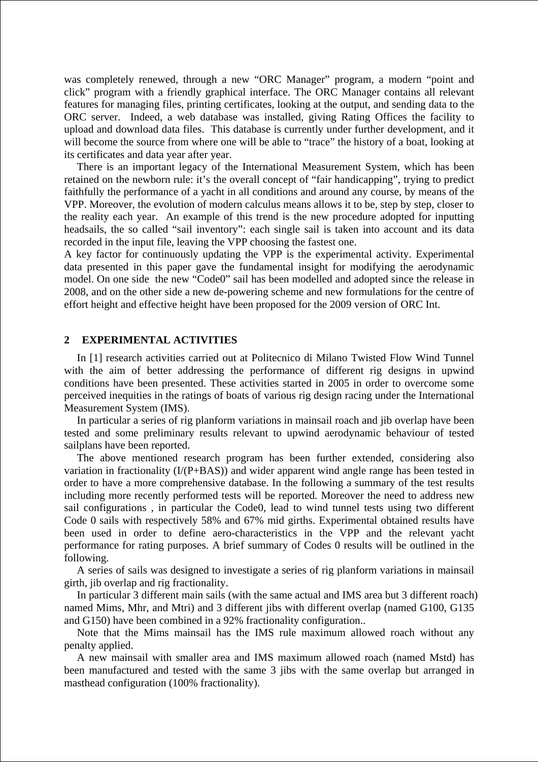was completely renewed, through a new "ORC Manager" program, a modern "point and click" program with a friendly graphical interface. The ORC Manager contains all relevant features for managing files, printing certificates, looking at the output, and sending data to the ORC server. Indeed, a web database was installed, giving Rating Offices the facility to upload and download data files. This database is currently under further development, and it will become the source from where one will be able to "trace" the history of a boat, looking at its certificates and data year after year.

There is an important legacy of the International Measurement System, which has been retained on the newborn rule: it's the overall concept of "fair handicapping", trying to predict faithfully the performance of a yacht in all conditions and around any course, by means of the VPP. Moreover, the evolution of modern calculus means allows it to be, step by step, closer to the reality each year. An example of this trend is the new procedure adopted for inputting headsails, the so called "sail inventory": each single sail is taken into account and its data recorded in the input file, leaving the VPP choosing the fastest one.

A key factor for continuously updating the VPP is the experimental activity. Experimental data presented in this paper gave the fundamental insight for modifying the aerodynamic model. On one side the new "Code0" sail has been modelled and adopted since the release in 2008, and on the other side a new de-powering scheme and new formulations for the centre of effort height and effective height have been proposed for the 2009 version of ORC Int.

## 2 EXPERIMENTAL ACTIVITIES

In [1] research activities carried out at Politecnico di Milano Twisted Flow Wind Tunnel with the aim of better addressing the performance of different rig designs in upwind conditions have been presented. These activities started in 2005 in order to overcome some perceived inequities in the ratings of boats of various rig design racing under the International Measurement System (IMS).

In particular a series of rig planform variations in mainsail roach and jib overlap have been tested and some preliminary results relevant to upwind aerodynamic behaviour of tested sailplans have been reported.

The above mentioned research program has been further extended, considering also variation in fractionality (I/(P+BAS)) and wider apparent wind angle range has been tested in order to have a more comprehensive database. In the following a summary of the test results including more recently performed tests will be reported. Moreover the need to address new sail configurations , in particular the Code0, lead to wind tunnel tests using two different Code 0 sails with respectively 58% and 67% mid girths. Experimental obtained results have been used in order to define aero-characteristics in the VPP and the relevant yacht performance for rating purposes. A brief summary of Codes 0 results will be outlined in the following.

A series of sails was designed to investigate a series of rig planform variations in mainsail girth, jib overlap and rig fractionality.

In particular 3 different main sails (with the same actual and IMS area but 3 different roach) named Mims, Mhr, and Mtri) and 3 different jibs with different overlap (named G100, G135 and G150) have been combined in a 92% fractionality configuration..

Note that the Mims mainsail has the IMS rule maximum allowed roach without any penalty applied.

A new mainsail with smaller area and IMS maximum allowed roach (named Mstd) has been manufactured and tested with the same 3 jibs with the same overlap but arranged in masthead configuration (100% fractionality).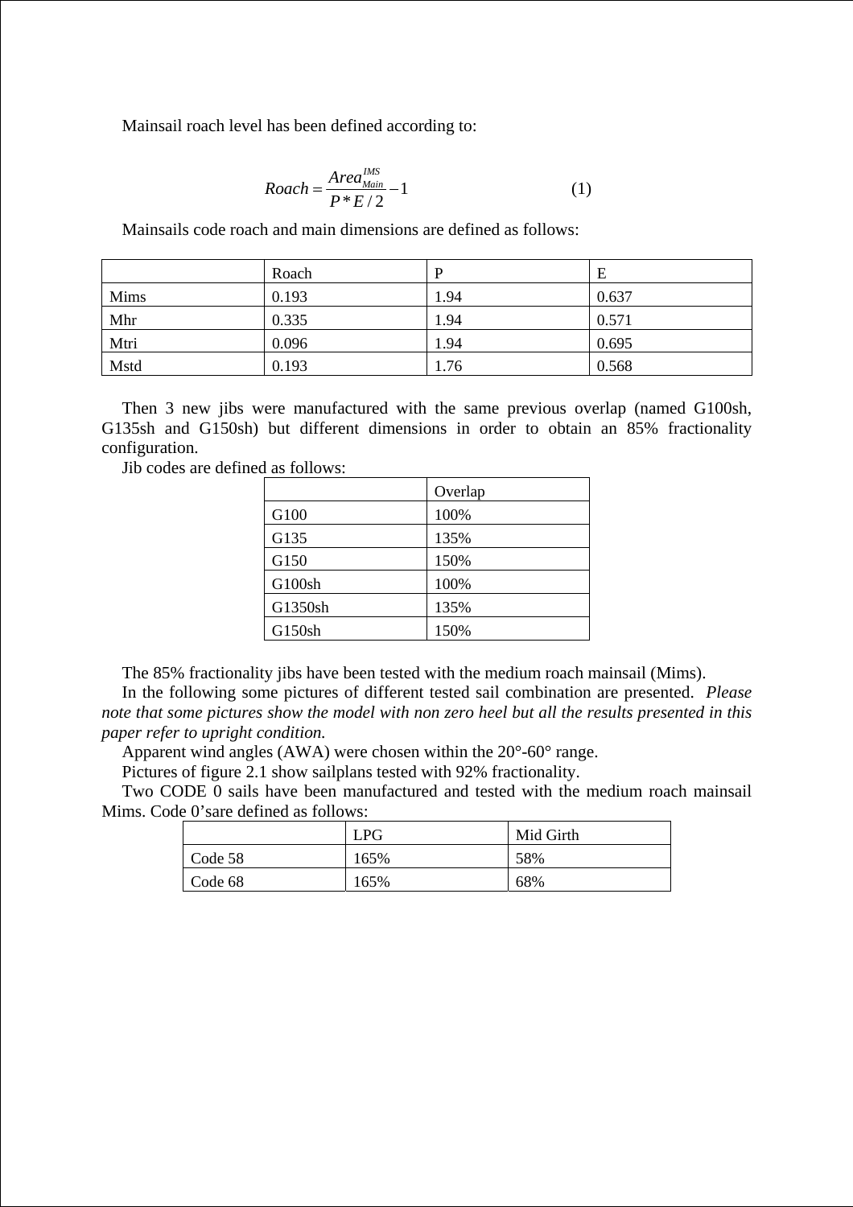Mainsail roach level has been defined according to:

$$Roach = \frac{Area_{Main}^{IMS}}{P * E / 2} - 1 \qquad (1)$$

Mainsails code roach and main dimensions are defined as follows:

| | Roach | P | E |
|---|---|---|---|
| Mims | 0.193 | 1.94 | 0.637 |
| Mhr | 0.335 | 1.94 | 0.571 |
| Mtri | 0.096 | 1.94 | 0.695 |
| Mstd | 0.193 | 1.76 | 0.568 |

Then 3 new jibs were manufactured with the same previous overlap (named G100sh, G135sh and G150sh) but different dimensions in order to obtain an 85% fractionality configuration.

Jib codes are defined as follows:

| | Overlap |
|---|---|
| G100 | 100% |
| G135 | 135% |
| G150 | 150% |
| G100sh | 100% |
| G1350sh | 135% |
| G150sh | 150% |

The 85% fractionality jibs have been tested with the medium roach mainsail (Mims).

In the following some pictures of different tested sail combination are presented. *Please note that some pictures show the model with non zero heel but all the results presented in this paper refer to upright condition.*

Apparent wind angles (AWA) were chosen within the 20°-60° range.

Pictures of figure 2.1 show sailplans tested with 92% fractionality.

Two CODE 0 sails have been manufactured and tested with the medium roach mainsail Mims. Code 0'sare defined as follows:

| | LPG | Mid Girth |
|---|---|---|
| Code 58 | 165% | 58% |
| Code 68 | 165% | 68% |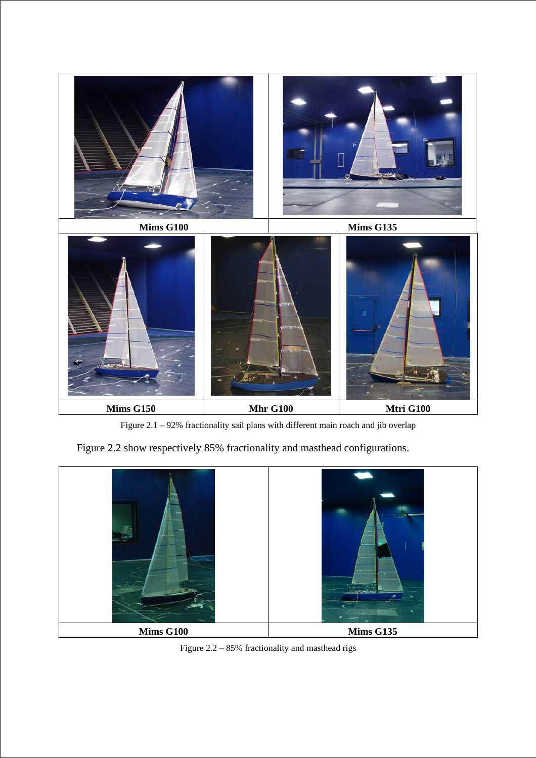| Mims G100 | Mims G135 | |
|---|---|---|
| **Mims G150** | **Mhr G100** | **Mtri G100** |

Figure 2.1 – 92% fractionality sail plans with different main roach and jib overlap

Figure 2.2 show respectively 85% fractionality and masthead configurations.

| Mims G100 | Mims G135 |
|---|---|

Figure 2.2 – 85% fractionality and masthead rigs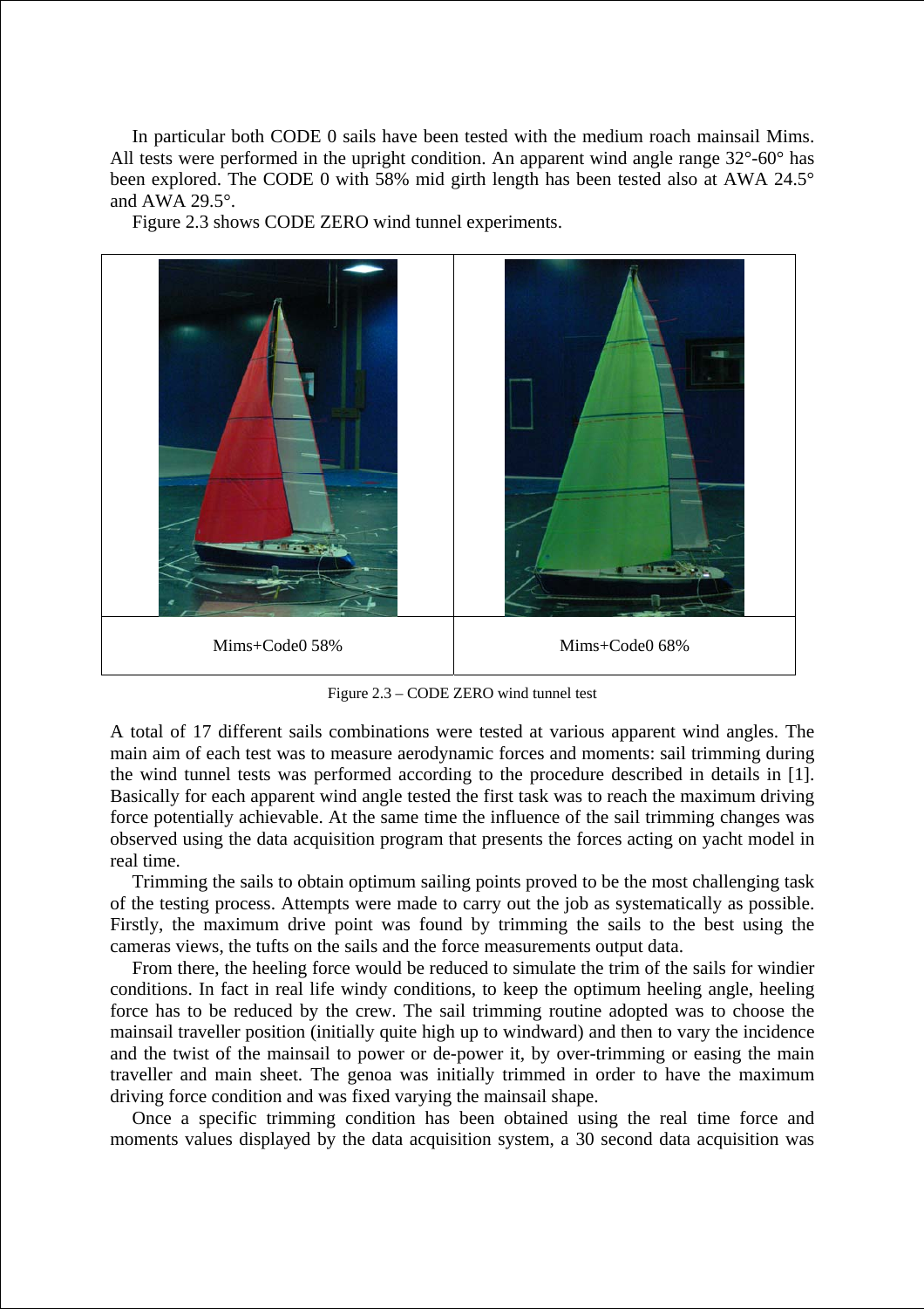In particular both CODE 0 sails have been tested with the medium roach mainsail Mims. All tests were performed in the upright condition. An apparent wind angle range 32°-60° has been explored. The CODE 0 with 58% mid girth length has been tested also at AWA 24.5° and AWA 29.5°.

Figure 2.3 shows CODE ZERO wind tunnel experiments.

| Mims+Code0 58% | Mims+Code0 68% |
| --- | --- |

Figure 2.3 – CODE ZERO wind tunnel test

A total of 17 different sails combinations were tested at various apparent wind angles. The main aim of each test was to measure aerodynamic forces and moments: sail trimming during the wind tunnel tests was performed according to the procedure described in details in [1]. Basically for each apparent wind angle tested the first task was to reach the maximum driving force potentially achievable. At the same time the influence of the sail trimming changes was observed using the data acquisition program that presents the forces acting on yacht model in real time.

Trimming the sails to obtain optimum sailing points proved to be the most challenging task of the testing process. Attempts were made to carry out the job as systematically as possible. Firstly, the maximum drive point was found by trimming the sails to the best using the cameras views, the tufts on the sails and the force measurements output data.

From there, the heeling force would be reduced to simulate the trim of the sails for windier conditions. In fact in real life windy conditions, to keep the optimum heeling angle, heeling force has to be reduced by the crew. The sail trimming routine adopted was to choose the mainsail traveller position (initially quite high up to windward) and then to vary the incidence and the twist of the mainsail to power or de-power it, by over-trimming or easing the main traveller and main sheet. The genoa was initially trimmed in order to have the maximum driving force condition and was fixed varying the mainsail shape.

Once a specific trimming condition has been obtained using the real time force and moments values displayed by the data acquisition system, a 30 second data acquisition was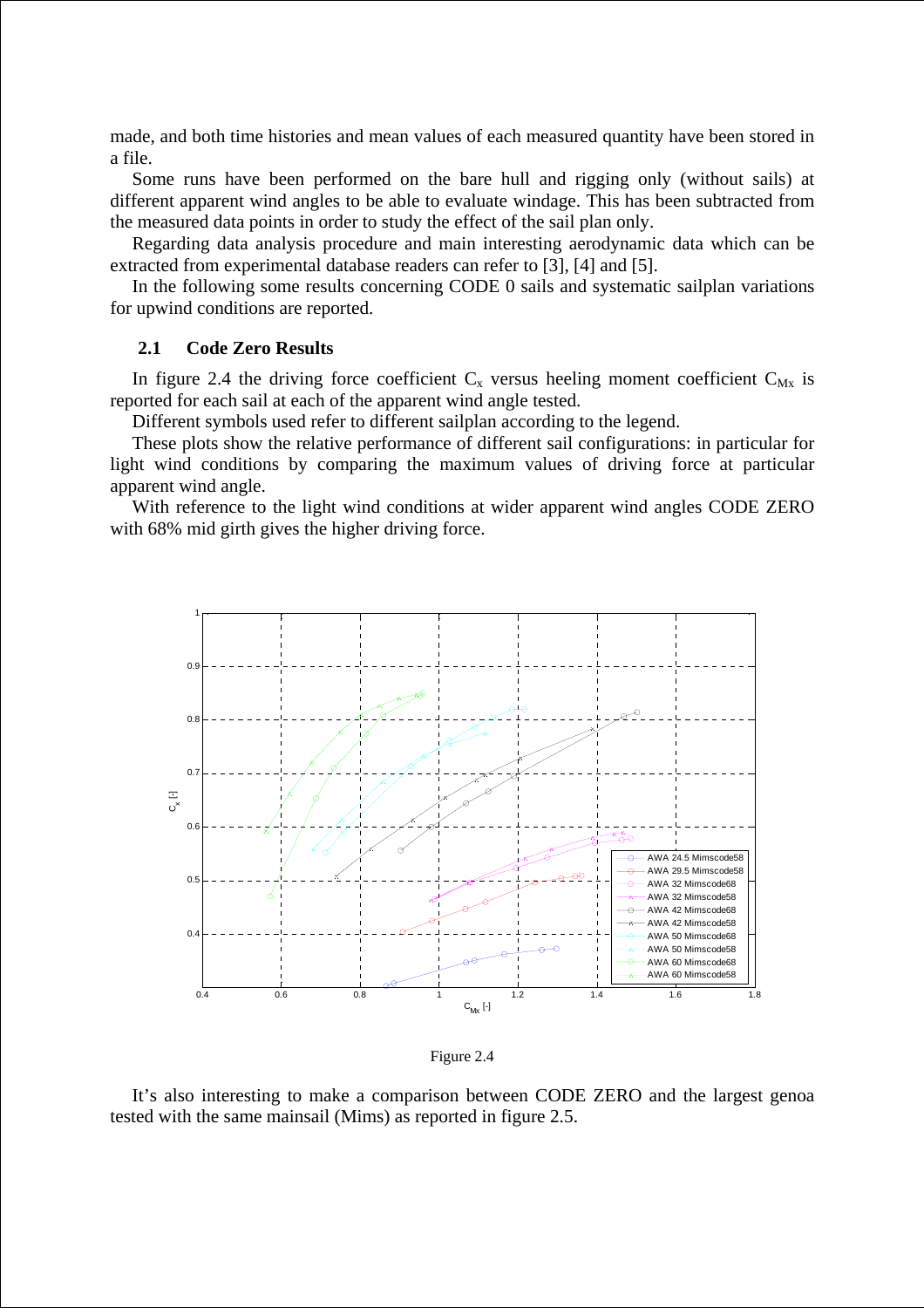made, and both time histories and mean values of each measured quantity have been stored in a file.

Some runs have been performed on the bare hull and rigging only (without sails) at different apparent wind angles to be able to evaluate windage. This has been subtracted from the measured data points in order to study the effect of the sail plan only.

Regarding data analysis procedure and main interesting aerodynamic data which can be extracted from experimental database readers can refer to [3], [4] and [5].

In the following some results concerning CODE 0 sails and systematic sailplan variations for upwind conditions are reported.

### 2.1 Code Zero Results

In figure 2.4 the driving force coefficient $C_x$ versus heeling moment coefficient $C_{Mx}$ is reported for each sail at each of the apparent wind angle tested.

Different symbols used refer to different sailplan according to the legend.

These plots show the relative performance of different sail configurations: in particular for light wind conditions by comparing the maximum values of driving force at particular apparent wind angle.

With reference to the light wind conditions at wider apparent wind angles CODE ZERO with 68% mid girth gives the higher driving force.

Figure 2.4

It's also interesting to make a comparison between CODE ZERO and the largest genoa tested with the same mainsail (Mims) as reported in figure 2.5.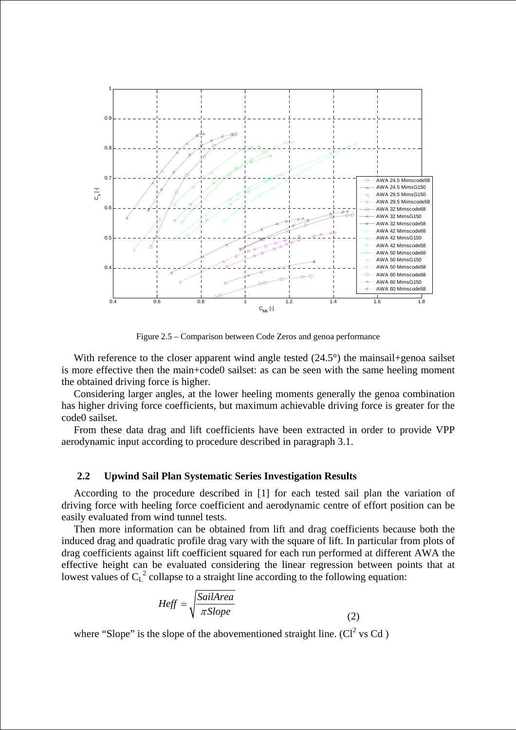Figure 2.5 – Comparison between Code Zeros and genoa performance

With reference to the closer apparent wind angle tested (24.5°) the mainsail+genoa sailset is more effective then the main+code0 sailset: as can be seen with the same heeling moment the obtained driving force is higher.

Considering larger angles, at the lower heeling moments generally the genoa combination has higher driving force coefficients, but maximum achievable driving force is greater for the code0 sailset.

From these data drag and lift coefficients have been extracted in order to provide VPP aerodynamic input according to procedure described in paragraph 3.1.

## 2.2 Upwind Sail Plan Systematic Series Investigation Results

According to the procedure described in [1] for each tested sail plan the variation of driving force with heeling force coefficient and aerodynamic centre of effort position can be easily evaluated from wind tunnel tests.

Then more information can be obtained from lift and drag coefficients because both the induced drag and quadratic profile drag vary with the square of lift. In particular from plots of drag coefficients against lift coefficient squared for each run performed at different AWA the effective height can be evaluated considering the linear regression between points that at lowest values of $C_L^2$ collapse to a straight line according to the following equation:

$$Heff = \sqrt{\frac{SailArea}{\pi Slope}} \tag{2}$$

where "Slope" is the slope of the abovementioned straight line. ($Cl^2$ vs Cd )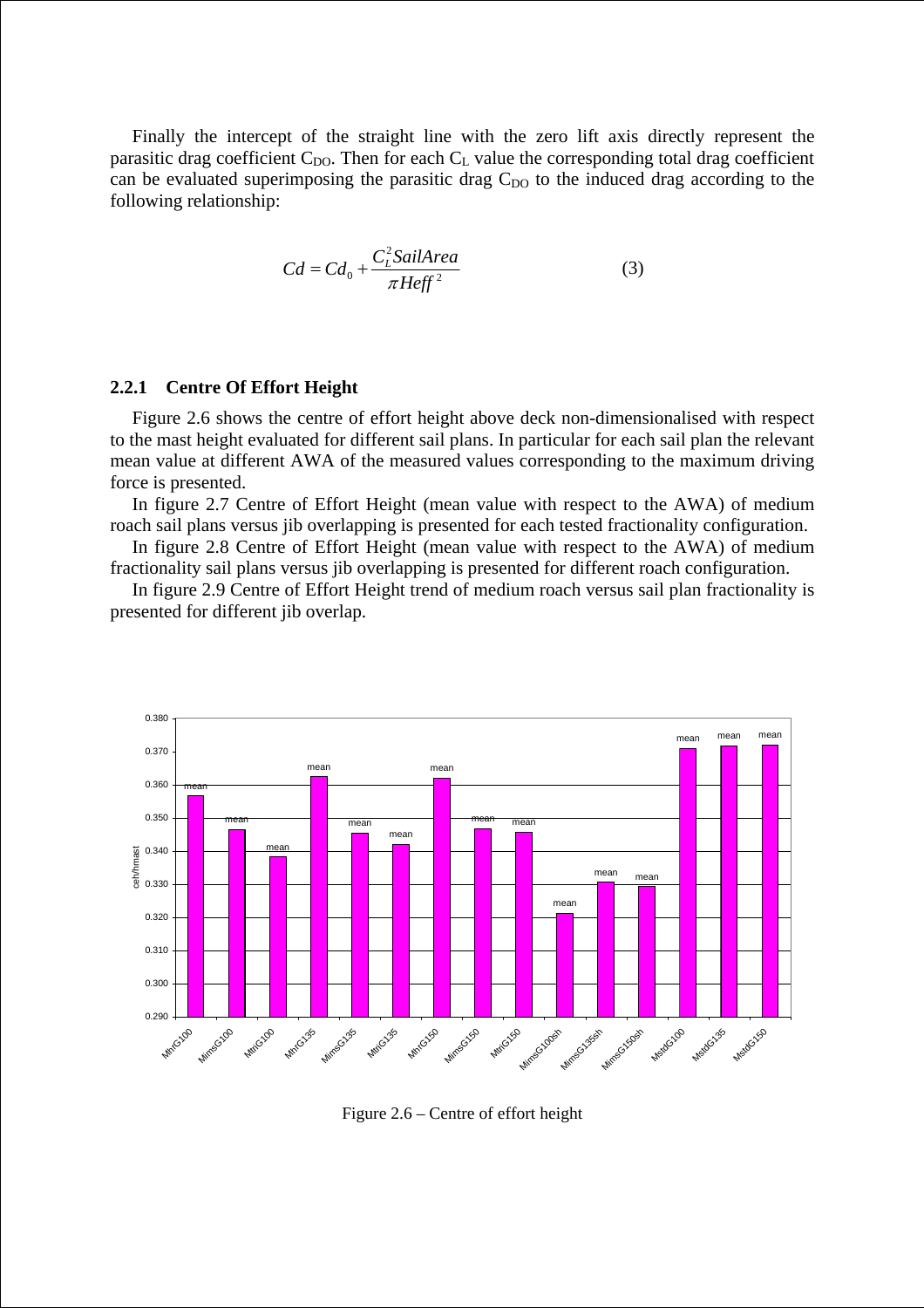Finally the intercept of the straight line with the zero lift axis directly represent the parasitic drag coefficient $C_{DO}$. Then for each $C_L$ value the corresponding total drag coefficient can be evaluated superimposing the parasitic drag $C_{DO}$ to the induced drag according to the following relationship:

$$Cd = Cd_0 + \frac{C_L^2 SailArea}{\pi Heff^2} \qquad (3)$$

### 2.2.1 Centre Of Effort Height

Figure 2.6 shows the centre of effort height above deck non-dimensionalised with respect to the mast height evaluated for different sail plans. In particular for each sail plan the relevant mean value at different AWA of the measured values corresponding to the maximum driving force is presented.

In figure 2.7 Centre of Effort Height (mean value with respect to the AWA) of medium roach sail plans versus jib overlapping is presented for each tested fractionality configuration.

In figure 2.8 Centre of Effort Height (mean value with respect to the AWA) of medium fractionality sail plans versus jib overlapping is presented for different roach configuration.

In figure 2.9 Centre of Effort Height trend of medium roach versus sail plan fractionality is presented for different jib overlap.

Figure 2.6 – Centre of effort height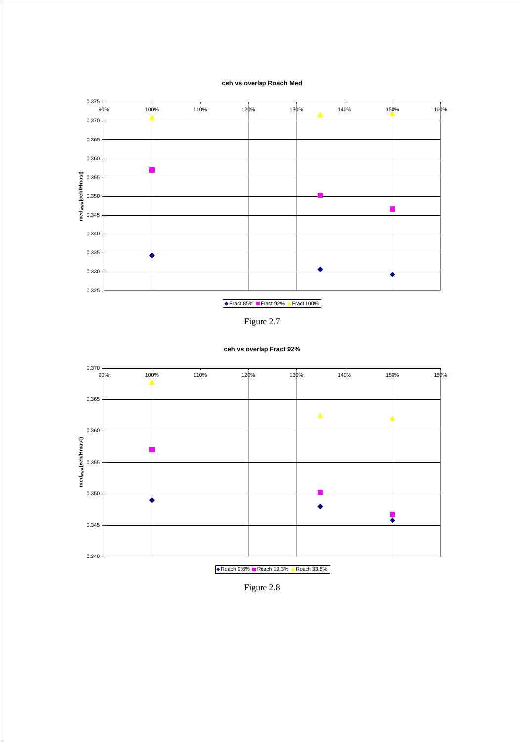**ceh vs overlap Roach Med**

Figure 2.7

**ceh vs overlap Fract 92%**

Figure 2.8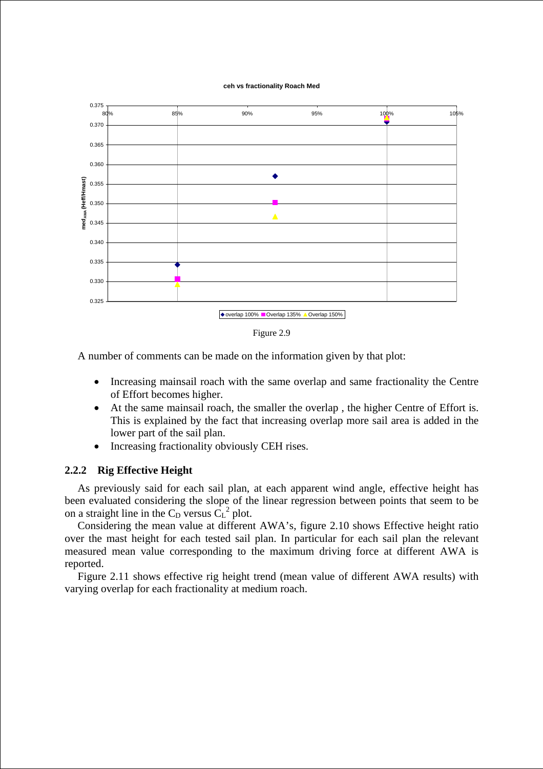Figure 2.9

A number of comments can be made on the information given by that plot:

- Increasing mainsail roach with the same overlap and same fractionality the Centre of Effort becomes higher.
- At the same mainsail roach, the smaller the overlap , the higher Centre of Effort is. This is explained by the fact that increasing overlap more sail area is added in the lower part of the sail plan.
- Increasing fractionality obviously CEH rises.

### 2.2.2 Rig Effective Height

As previously said for each sail plan, at each apparent wind angle, effective height has been evaluated considering the slope of the linear regression between points that seem to be on a straight line in the $C_D$ versus $C_L^2$ plot.

Considering the mean value at different AWA's, figure 2.10 shows Effective height ratio over the mast height for each tested sail plan. In particular for each sail plan the relevant measured mean value corresponding to the maximum driving force at different AWA is reported.

Figure 2.11 shows effective rig height trend (mean value of different AWA results) with varying overlap for each fractionality at medium roach.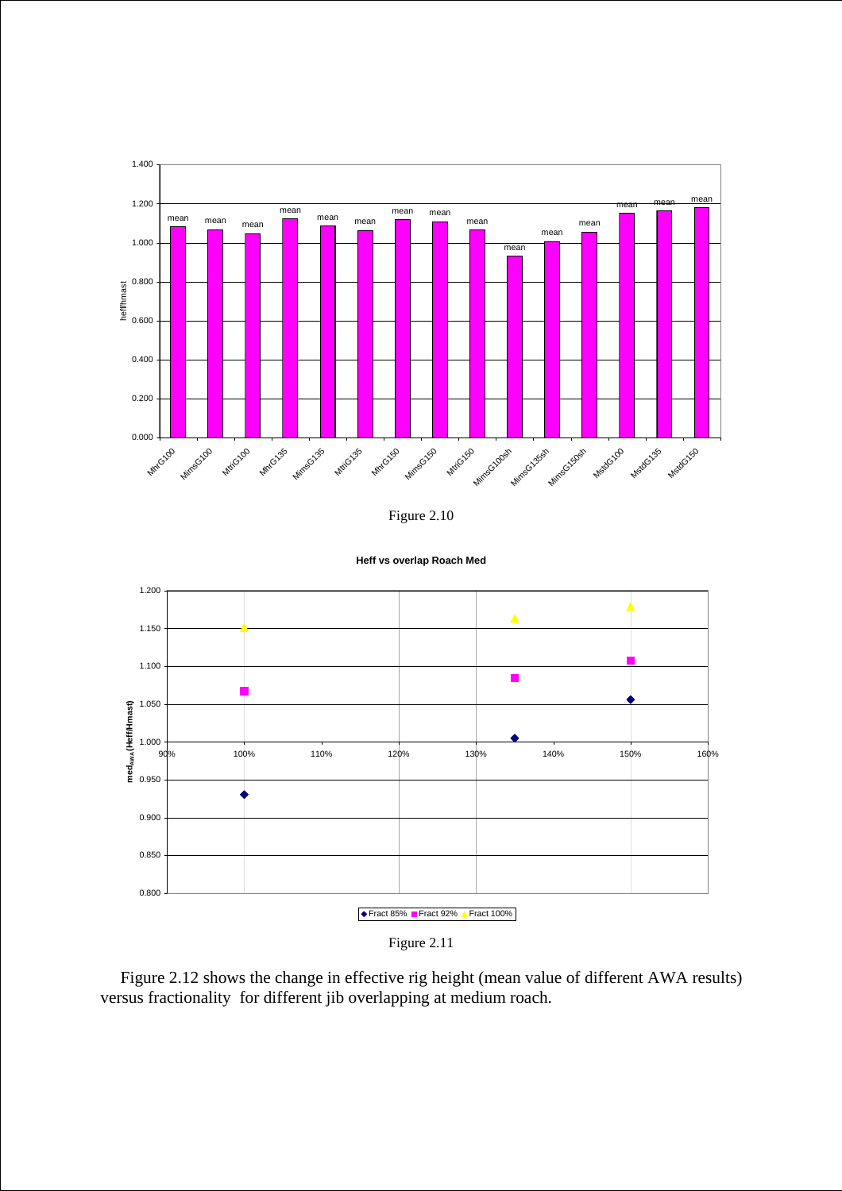Figure 2.10

Figure 2.11

Figure 2.12 shows the change in effective rig height (mean value of different AWA results) versus fractionality for different jib overlapping at medium roach.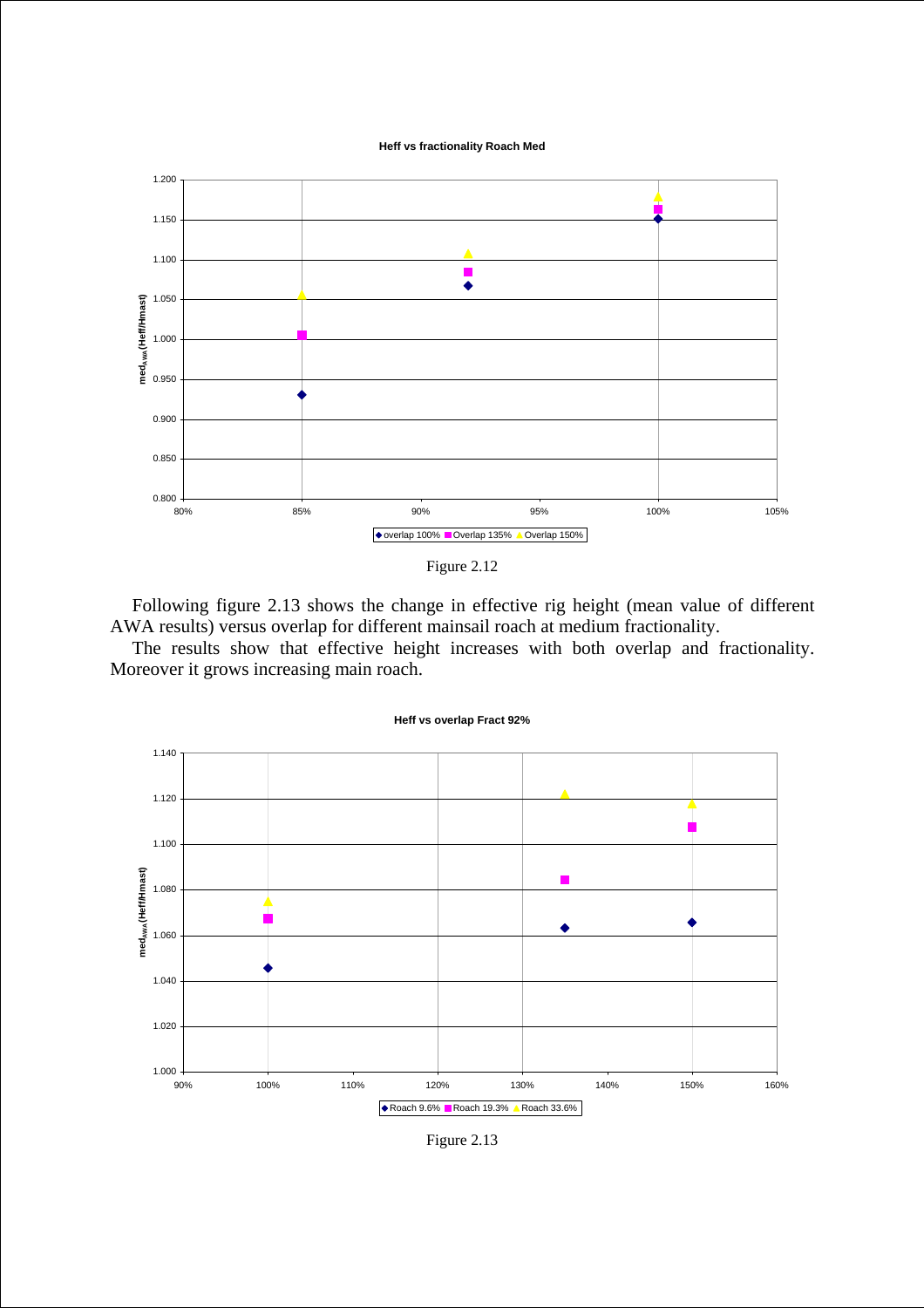Figure 2.12

Following figure 2.13 shows the change in effective rig height (mean value of different AWA results) versus overlap for different mainsail roach at medium fractionality.

The results show that effective height increases with both overlap and fractionality. Moreover it grows increasing main roach.

Figure 2.13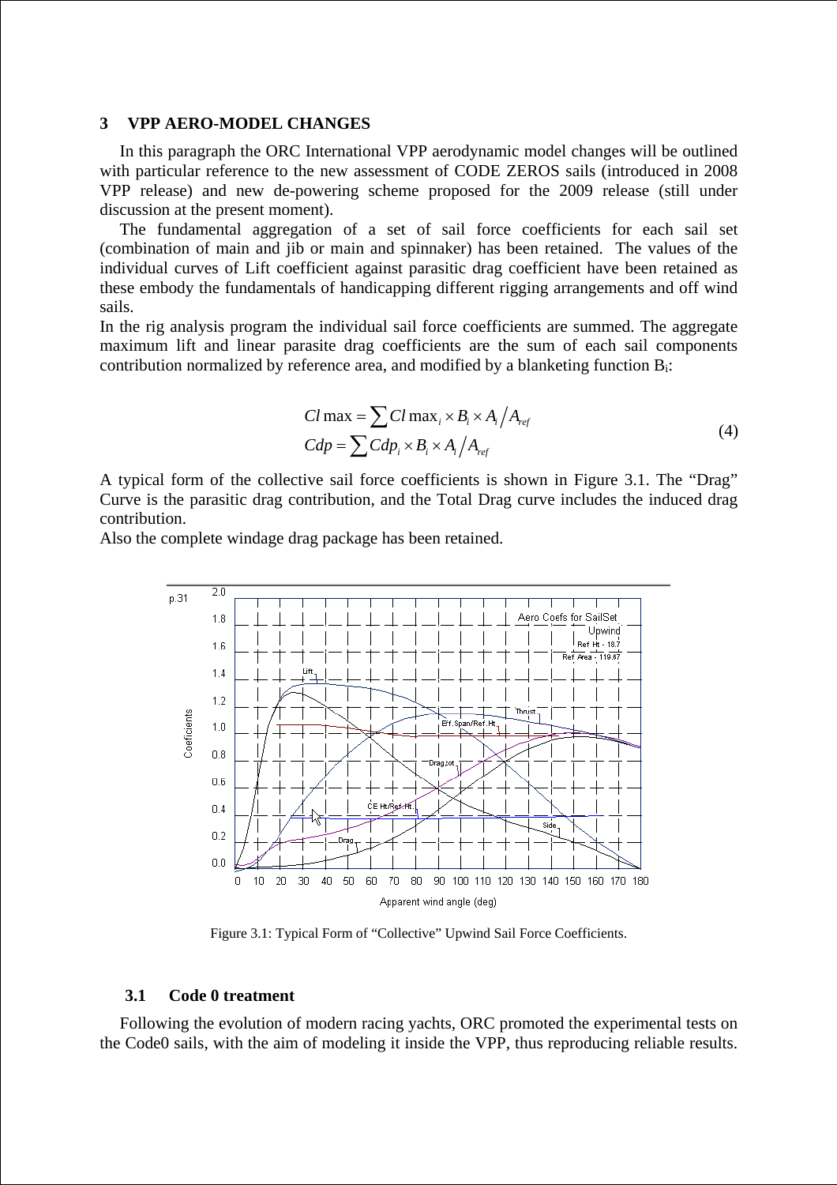## 3 VPP AERO-MODEL CHANGES

In this paragraph the ORC International VPP aerodynamic model changes will be outlined with particular reference to the new assessment of CODE ZEROS sails (introduced in 2008 VPP release) and new de-powering scheme proposed for the 2009 release (still under discussion at the present moment).

The fundamental aggregation of a set of sail force coefficients for each sail set (combination of main and jib or main and spinnaker) has been retained. The values of the individual curves of Lift coefficient against parasitic drag coefficient have been retained as these embody the fundamentals of handicapping different rigging arrangements and off wind sails.

In the rig analysis program the individual sail force coefficients are summed. The aggregate maximum lift and linear parasite drag coefficients are the sum of each sail components contribution normalized by reference area, and modified by a blanketing function $B_i$:

$$
\begin{aligned}
Cl\max &= \sum Cl\max_i \times B_i \times A_i / A_{ref} \\
Cdp &= \sum Cdp_i \times B_i \times A_i / A_{ref}
\end{aligned}
\tag{4}
$$

A typical form of the collective sail force coefficients is shown in Figure 3.1. The "Drag" Curve is the parasitic drag contribution, and the Total Drag curve includes the induced drag contribution.

Also the complete windage drag package has been retained.

Figure 3.1: Typical Form of "Collective" Upwind Sail Force Coefficients.

### 3.1 Code 0 treatment

Following the evolution of modern racing yachts, ORC promoted the experimental tests on the Code0 sails, with the aim of modeling it inside the VPP, thus reproducing reliable results.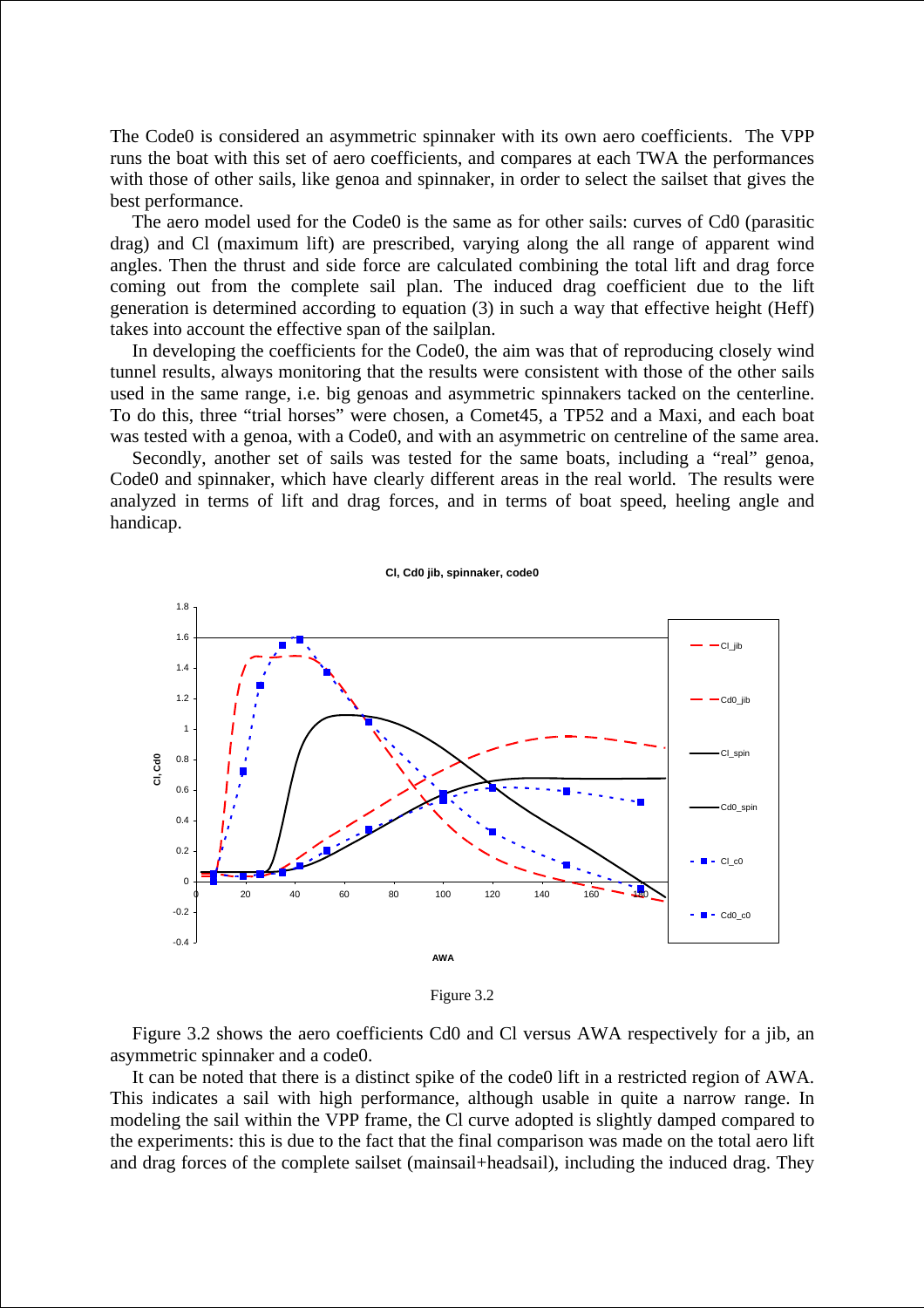The Code0 is considered an asymmetric spinnaker with its own aero coefficients. The VPP runs the boat with this set of aero coefficients, and compares at each TWA the performances with those of other sails, like genoa and spinnaker, in order to select the sailset that gives the best performance.

The aero model used for the Code0 is the same as for other sails: curves of Cd0 (parasitic drag) and Cl (maximum lift) are prescribed, varying along the all range of apparent wind angles. Then the thrust and side force are calculated combining the total lift and drag force coming out from the complete sail plan. The induced drag coefficient due to the lift generation is determined according to equation (3) in such a way that effective height (Heff) takes into account the effective span of the sailplan.

In developing the coefficients for the Code0, the aim was that of reproducing closely wind tunnel results, always monitoring that the results were consistent with those of the other sails used in the same range, i.e. big genoas and asymmetric spinnakers tacked on the centerline. To do this, three "trial horses" were chosen, a Comet45, a TP52 and a Maxi, and each boat was tested with a genoa, with a Code0, and with an asymmetric on centreline of the same area.

Secondly, another set of sails was tested for the same boats, including a "real" genoa, Code0 and spinnaker, which have clearly different areas in the real world. The results were analyzed in terms of lift and drag forces, and in terms of boat speed, heeling angle and handicap.

Figure 3.2

Figure 3.2 shows the aero coefficients Cd0 and Cl versus AWA respectively for a jib, an asymmetric spinnaker and a code0.

It can be noted that there is a distinct spike of the code0 lift in a restricted region of AWA. This indicates a sail with high performance, although usable in quite a narrow range. In modeling the sail within the VPP frame, the Cl curve adopted is slightly damped compared to the experiments: this is due to the fact that the final comparison was made on the total aero lift and drag forces of the complete sailset (mainsail+headsail), including the induced drag. They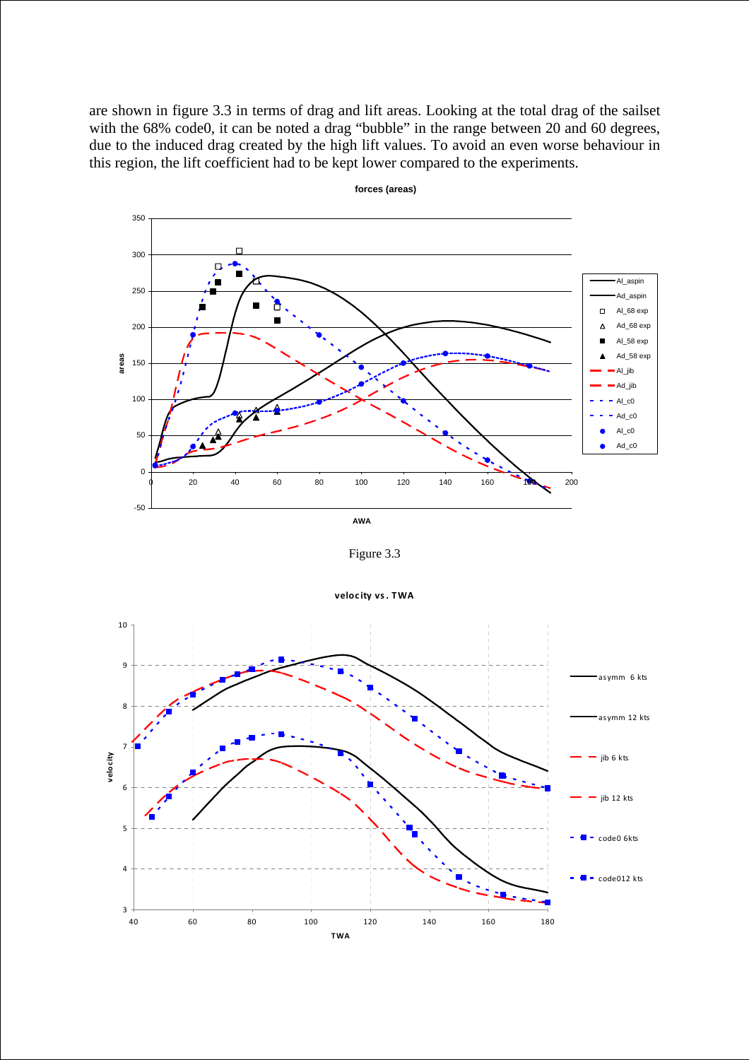are shown in figure 3.3 in terms of drag and lift areas. Looking at the total drag of the sailset with the 68% code0, it can be noted a drag "bubble" in the range between 20 and 60 degrees, due to the induced drag created by the high lift values. To avoid an even worse behaviour in this region, the lift coefficient had to be kept lower compared to the experiments.

Figure 3.3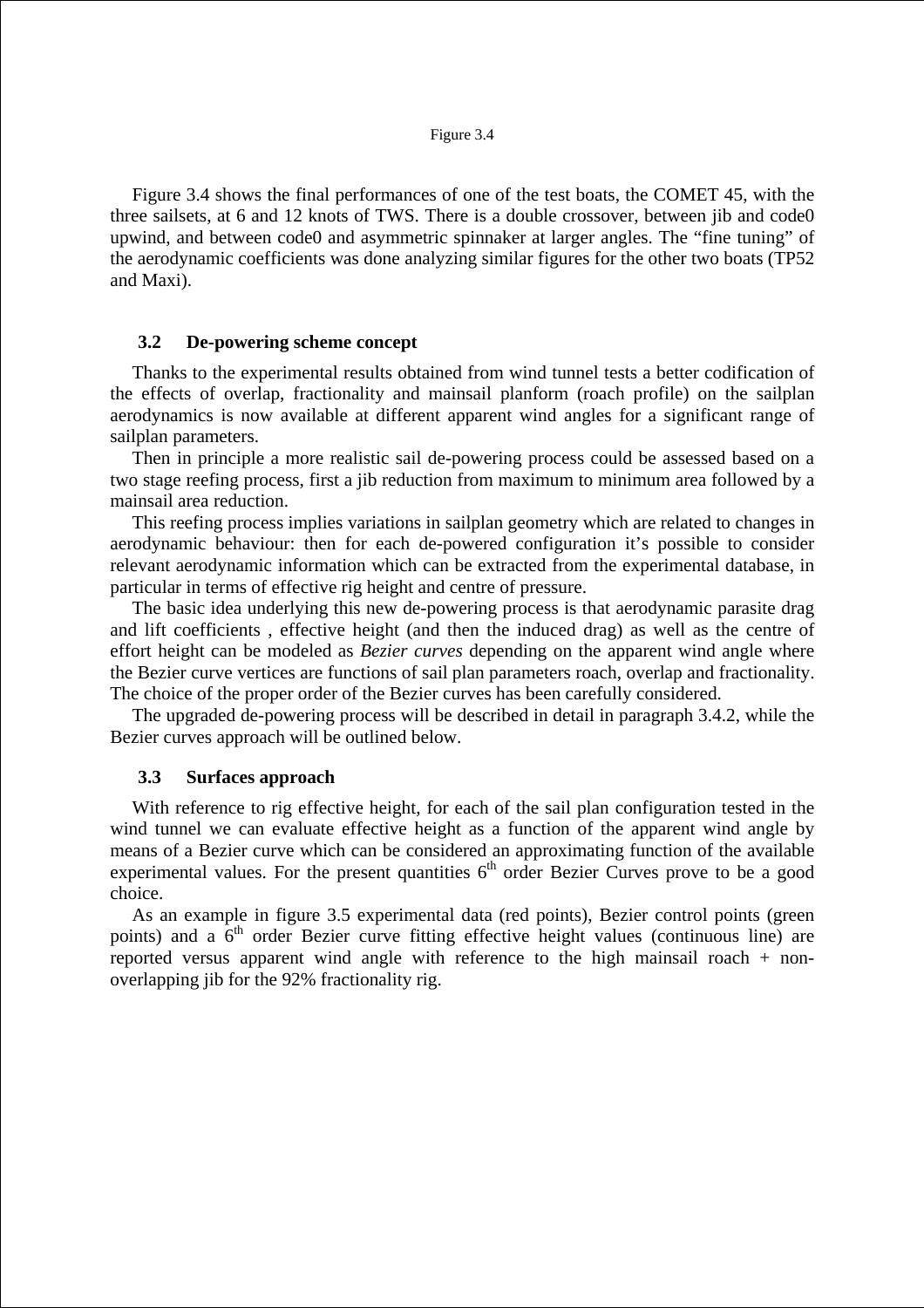Figure 3.4

Figure 3.4 shows the final performances of one of the test boats, the COMET 45, with the three sailsets, at 6 and 12 knots of TWS. There is a double crossover, between jib and code0 upwind, and between code0 and asymmetric spinnaker at larger angles. The “fine tuning” of the aerodynamic coefficients was done analyzing similar figures for the other two boats (TP52 and Maxi).

### 3.2 De-powering scheme concept

Thanks to the experimental results obtained from wind tunnel tests a better codification of the effects of overlap, fractionality and mainsail planform (roach profile) on the sailplan aerodynamics is now available at different apparent wind angles for a significant range of sailplan parameters.

Then in principle a more realistic sail de-powering process could be assessed based on a two stage reefing process, first a jib reduction from maximum to minimum area followed by a mainsail area reduction.

This reefing process implies variations in sailplan geometry which are related to changes in aerodynamic behaviour: then for each de-powered configuration it’s possible to consider relevant aerodynamic information which can be extracted from the experimental database, in particular in terms of effective rig height and centre of pressure.

The basic idea underlying this new de-powering process is that aerodynamic parasite drag and lift coefficients , effective height (and then the induced drag) as well as the centre of effort height can be modeled as *Bezier curves* depending on the apparent wind angle where the Bezier curve vertices are functions of sail plan parameters roach, overlap and fractionality. The choice of the proper order of the Bezier curves has been carefully considered.

The upgraded de-powering process will be described in detail in paragraph 3.4.2, while the Bezier curves approach will be outlined below.

### 3.3 Surfaces approach

With reference to rig effective height, for each of the sail plan configuration tested in the wind tunnel we can evaluate effective height as a function of the apparent wind angle by means of a Bezier curve which can be considered an approximating function of the available experimental values. For the present quantities $6^{th}$ order Bezier Curves prove to be a good choice.

As an example in figure 3.5 experimental data (red points), Bezier control points (green points) and a $6^{th}$ order Bezier curve fitting effective height values (continuous line) are reported versus apparent wind angle with reference to the high mainsail roach + non-overlapping jib for the 92% fractionality rig.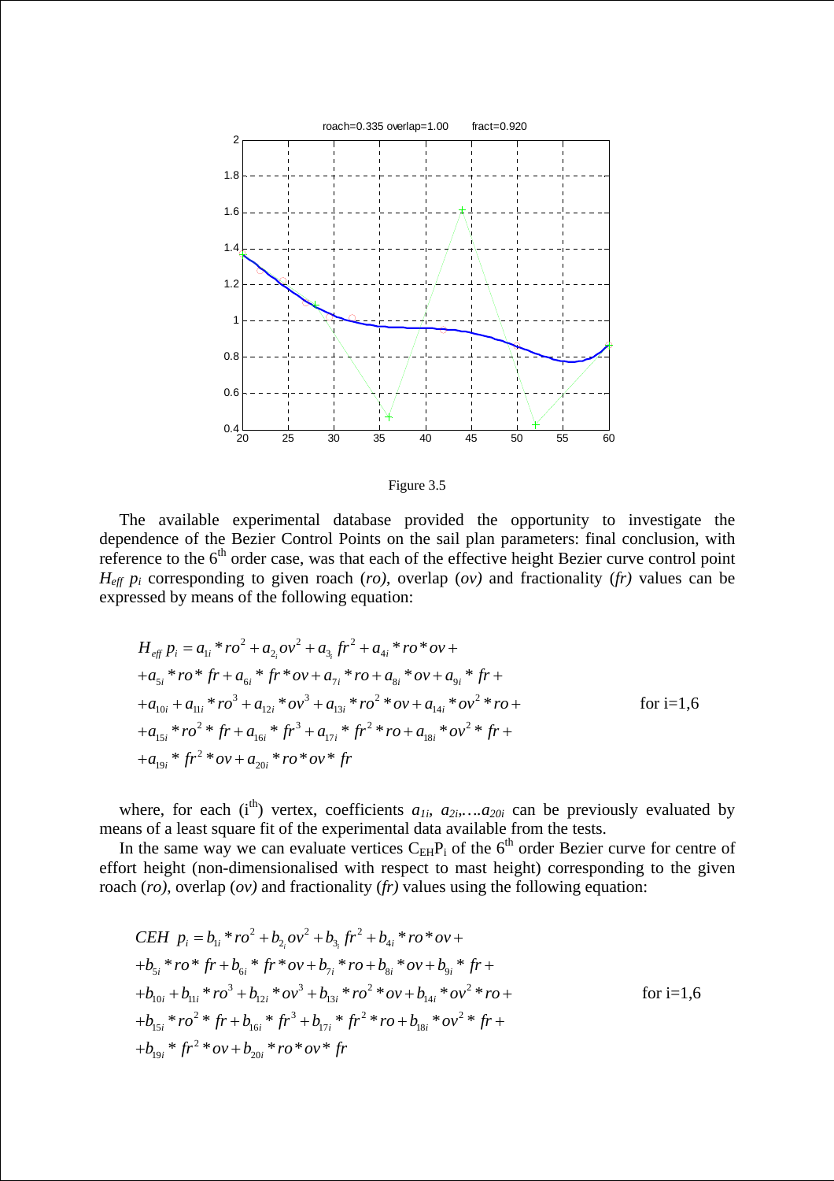Figure 3.5

The available experimental database provided the opportunity to investigate the dependence of the Bezier Control Points on the sail plan parameters: final conclusion, with reference to the 6[th] order case, was that each of the effective height Bezier curve control point $H_{eff}\ p_i$ corresponding to given roach (*ro*), overlap (*ov*) and fractionality (*fr*) values can be expressed by means of the following equation:

$$
\begin{aligned}
H_{eff}\, p_i = {} & a_{1i} * ro^2 + a_{2_i} ov^2 + a_{3_i} fr^2 + a_{4i} * ro * ov + \\
& + a_{5i} * ro * fr + a_{6i} * fr * ov + a_{7i} * ro + a_{8i} * ov + a_{9i} * fr + \\
& + a_{10i} + a_{11i} * ro^3 + a_{12i} * ov^3 + a_{13i} * ro^2 * ov + a_{14i} * ov^2 * ro + \\
& + a_{15i} * ro^2 * fr + a_{16i} * fr^3 + a_{17i} * fr^2 * ro + a_{18i} * ov^2 * fr + \\
& + a_{19i} * fr^2 * ov + a_{20i} * ro * ov * fr
\end{aligned}
\qquad \text{for i=1,6}
$$

where, for each (i[th]) vertex, coefficients $a_{1i}$, $a_{2i}$,….$a_{20i}$ can be previously evaluated by means of a least square fit of the experimental data available from the tests.

In the same way we can evaluate vertices $C_{EH}P_i$ of the 6[th] order Bezier curve for centre of effort height (non-dimensionalised with respect to mast height) corresponding to the given roach (*ro*), overlap (*ov*) and fractionality (*fr*) values using the following equation:

$$
\begin{aligned}
CEH\ \ p_i = {} & b_{1i} * ro^2 + b_{2_i} ov^2 + b_{3_i} fr^2 + b_{4i} * ro * ov + \\
& + b_{5i} * ro * fr + b_{6i} * fr * ov + b_{7i} * ro + b_{8i} * ov + b_{9i} * fr + \\
& + b_{10i} + b_{11i} * ro^3 + b_{12i} * ov^3 + b_{13i} * ro^2 * ov + b_{14i} * ov^2 * ro + \\
& + b_{15i} * ro^2 * fr + b_{16i} * fr^3 + b_{17i} * fr^2 * ro + b_{18i} * ov^2 * fr + \\
& + b_{19i} * fr^2 * ov + b_{20i} * ro * ov * fr
\end{aligned}
\qquad \text{for i=1,6}
$$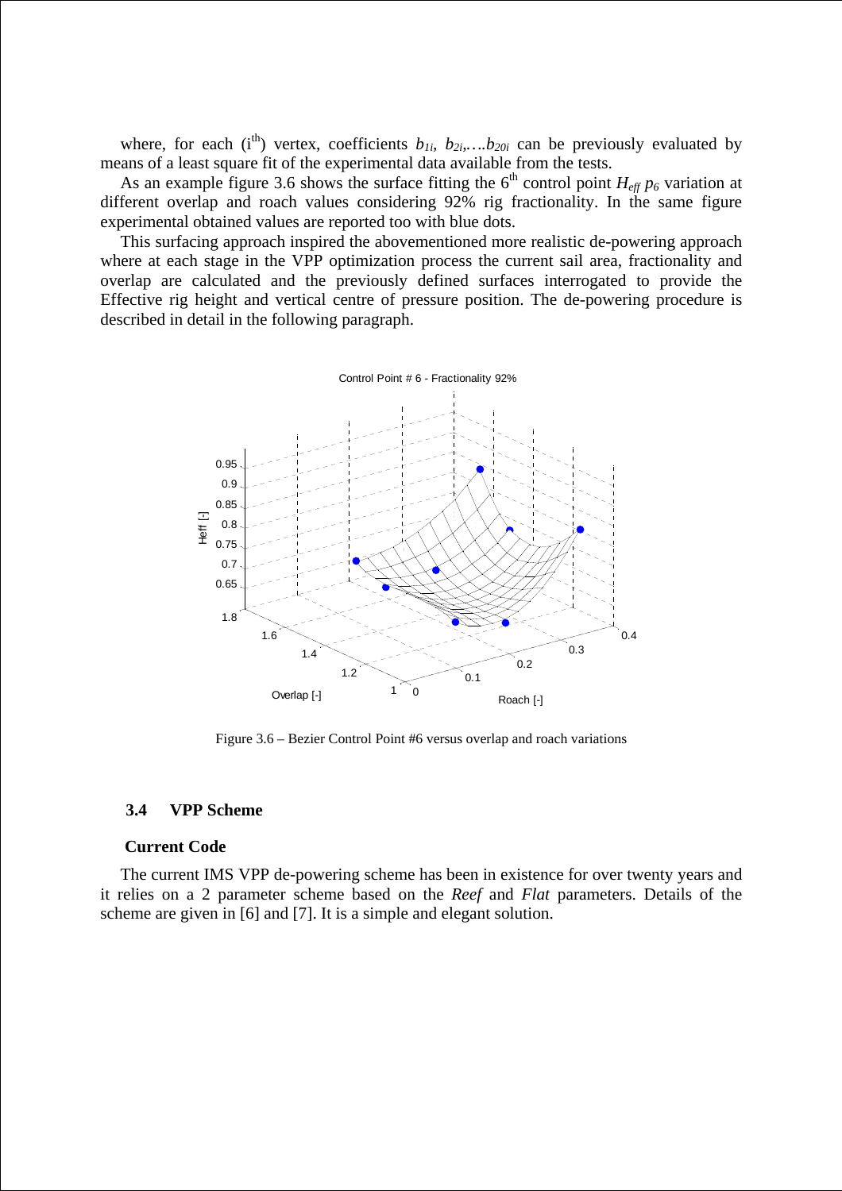where, for each ($i^{th}$) vertex, coefficients $b_{1i}$, $b_{2i}$,….$b_{20i}$ can be previously evaluated by means of a least square fit of the experimental data available from the tests.

As an example figure 3.6 shows the surface fitting the $6^{th}$ control point $H_{eff}$ $p_6$ variation at different overlap and roach values considering 92% rig fractionality. In the same figure experimental obtained values are reported too with blue dots.

This surfacing approach inspired the abovementioned more realistic de-powering approach where at each stage in the VPP optimization process the current sail area, fractionality and overlap are calculated and the previously defined surfaces interrogated to provide the Effective rig height and vertical centre of pressure position. The de-powering procedure is described in detail in the following paragraph.

Figure 3.6 – Bezier Control Point #6 versus overlap and roach variations

### 3.4 VPP Scheme

**Current Code**

The current IMS VPP de-powering scheme has been in existence for over twenty years and it relies on a 2 parameter scheme based on the *Reef* and *Flat* parameters. Details of the scheme are given in [6] and [7]. It is a simple and elegant solution.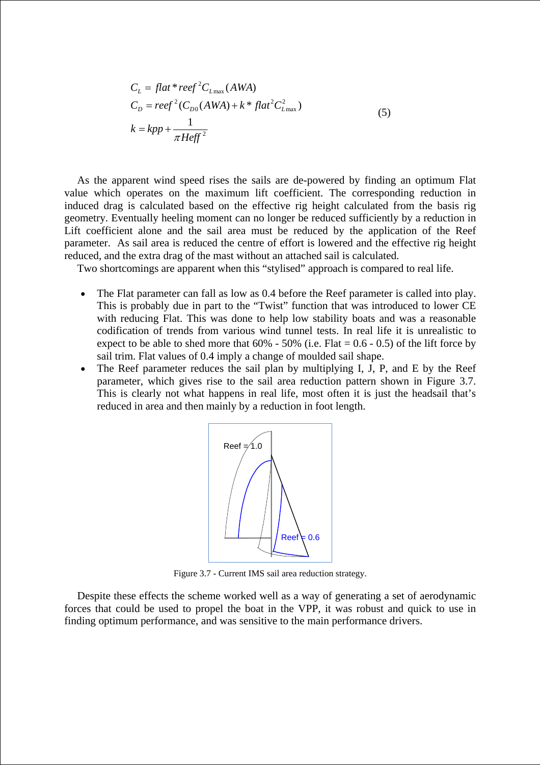$$
\begin{aligned}
C_L &= flat * reef^2 C_{L\max}(AWA) \\
C_D &= reef^2 (C_{D0}(AWA) + k * flat^2 C_{L\max}^2) \\
k &= kpp + \frac{1}{\pi Heff^2}
\end{aligned} \tag{5}
$$

As the apparent wind speed rises the sails are de-powered by finding an optimum Flat value which operates on the maximum lift coefficient. The corresponding reduction in induced drag is calculated based on the effective rig height calculated from the basis rig geometry. Eventually heeling moment can no longer be reduced sufficiently by a reduction in Lift coefficient alone and the sail area must be reduced by the application of the Reef parameter. As sail area is reduced the centre of effort is lowered and the effective rig height reduced, and the extra drag of the mast without an attached sail is calculated.

Two shortcomings are apparent when this "stylised" approach is compared to real life.

- The Flat parameter can fall as low as 0.4 before the Reef parameter is called into play. This is probably due in part to the "Twist" function that was introduced to lower CE with reducing Flat. This was done to help low stability boats and was a reasonable codification of trends from various wind tunnel tests. In real life it is unrealistic to expect to be able to shed more that 60% - 50% (i.e. Flat = 0.6 - 0.5) of the lift force by sail trim. Flat values of 0.4 imply a change of moulded sail shape.
- The Reef parameter reduces the sail plan by multiplying I, J, P, and E by the Reef parameter, which gives rise to the sail area reduction pattern shown in Figure 3.7. This is clearly not what happens in real life, most often it is just the headsail that's reduced in area and then mainly by a reduction in foot length.

Figure 3.7 - Current IMS sail area reduction strategy.

Despite these effects the scheme worked well as a way of generating a set of aerodynamic forces that could be used to propel the boat in the VPP, it was robust and quick to use in finding optimum performance, and was sensitive to the main performance drivers.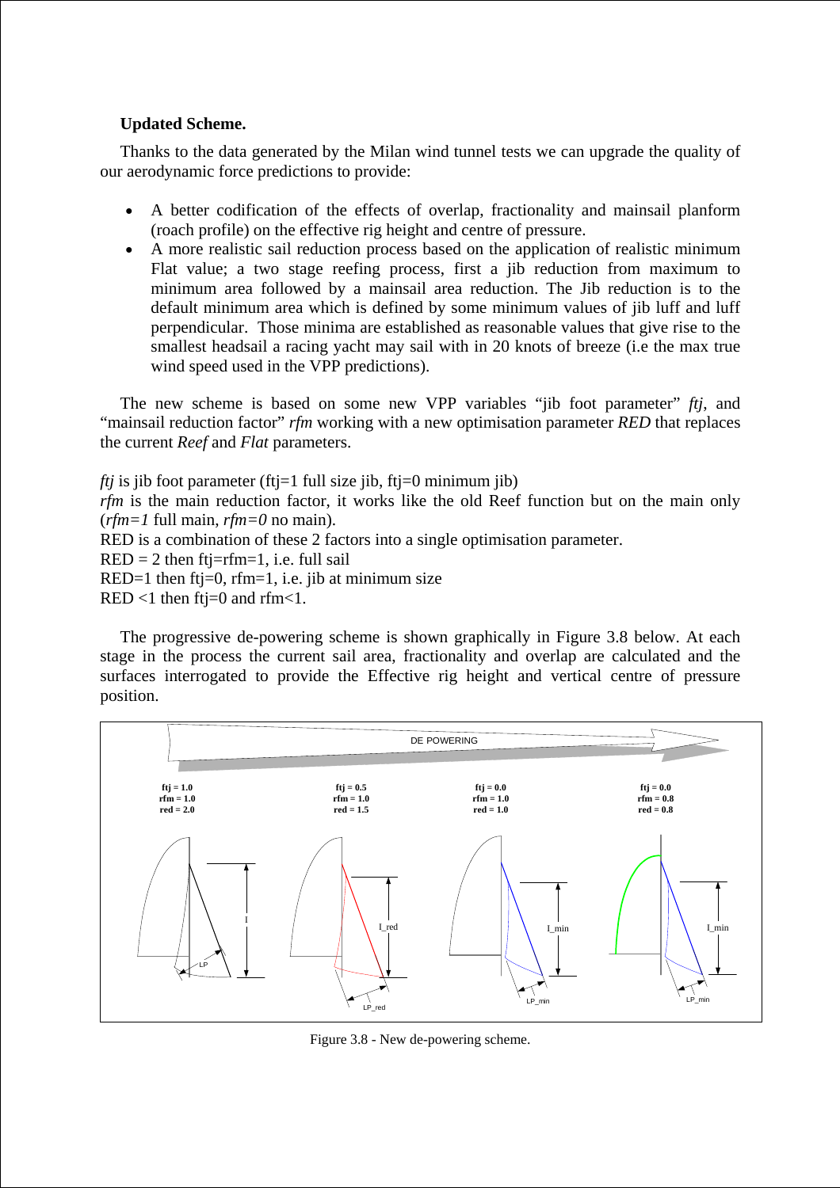**Updated Scheme.**

Thanks to the data generated by the Milan wind tunnel tests we can upgrade the quality of our aerodynamic force predictions to provide:

- A better codification of the effects of overlap, fractionality and mainsail planform (roach profile) on the effective rig height and centre of pressure.
- A more realistic sail reduction process based on the application of realistic minimum Flat value; a two stage reefing process, first a jib reduction from maximum to minimum area followed by a mainsail area reduction. The Jib reduction is to the default minimum area which is defined by some minimum values of jib luff and luff perpendicular. Those minima are established as reasonable values that give rise to the smallest headsail a racing yacht may sail with in 20 knots of breeze (i.e the max true wind speed used in the VPP predictions).

The new scheme is based on some new VPP variables "jib foot parameter" *ftj*, and "mainsail reduction factor" *rfm* working with a new optimisation parameter *RED* that replaces the current *Reef* and *Flat* parameters.

*ftj* is jib foot parameter (ftj=1 full size jib, ftj=0 minimum jib)
*rfm* is the main reduction factor, it works like the old Reef function but on the main only (*rfm=1* full main, *rfm=0* no main).
RED is a combination of these 2 factors into a single optimisation parameter.
RED = 2 then ftj=rfm=1, i.e. full sail
RED=1 then ftj=0, rfm=1, i.e. jib at minimum size
RED <1 then ftj=0 and rfm<1.

The progressive de-powering scheme is shown graphically in Figure 3.8 below. At each stage in the process the current sail area, fractionality and overlap are calculated and the surfaces interrogated to provide the Effective rig height and vertical centre of pressure position.

Figure 3.8 - New de-powering scheme.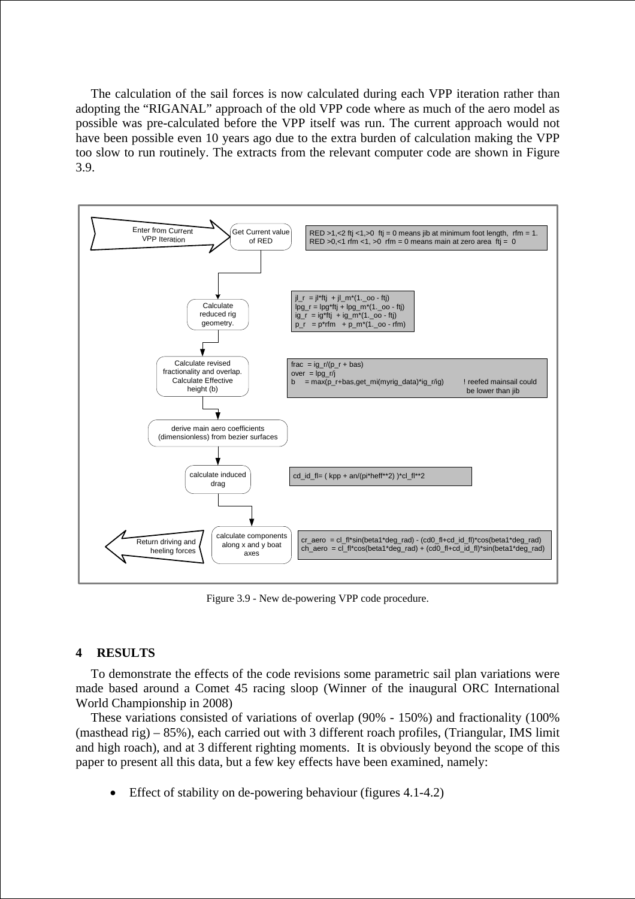The calculation of the sail forces is now calculated during each VPP iteration rather than adopting the "RIGANAL" approach of the old VPP code where as much of the aero model as possible was pre-calculated before the VPP itself was run. The current approach would not have been possible even 10 years ago due to the extra burden of calculation making the VPP too slow to run routinely. The extracts from the relevant computer code are shown in Figure 3.9.

```
Enter from Current VPP Iteration
  -> Get Current value of RED
       RED >1,<2 ftj <1,>0  ftj = 0 means jib at minimum foot length,  rfm = 1.
       RED >0,<1 rfm <1, >0  rfm = 0 means main at zero area  ftj =  0

  -> Calculate reduced rig geometry.
       jl_r  = jl*ftj  + jl_m*(1._oo - ftj)
       lpg_r = lpg*ftj + lpg_m*(1._oo - ftj)
       ig_r  = ig*ftj  + ig_m*(1._oo - ftj)
       p_r   = p*rfm   + p_m*(1._oo - rfm)

  -> Calculate revised fractionality and overlap. Calculate Effective height (b)
       frac  = ig_r/(p_r + bas)
       over  = lpg_r/j
       b     = max(p_r+bas,get_mi(myrig_data)*ig_r/ig)     ! reefed mainsail could
                                                            be lower than jib

  -> derive main aero coefficients (dimensionless) from bezier surfaces

  -> calculate induced drag
       cd_id_fl= ( kpp + an/(pi*heff**2) )*cl_fl**2

  -> calculate components along x and y boat axes
       cr_aero  = cl_fl*sin(beta1*deg_rad) - (cd0_fl+cd_id_fl)*cos(beta1*deg_rad)
       ch_aero  = cl_fl*cos(beta1*deg_rad) + (cd0_fl+cd_id_fl)*sin(beta1*deg_rad)

Return driving and heeling forces
```

Figure 3.9 - New de-powering VPP code procedure.

## 4 RESULTS

To demonstrate the effects of the code revisions some parametric sail plan variations were made based around a Comet 45 racing sloop (Winner of the inaugural ORC International World Championship in 2008)

These variations consisted of variations of overlap (90% - 150%) and fractionality (100% (masthead rig) – 85%), each carried out with 3 different roach profiles, (Triangular, IMS limit and high roach), and at 3 different righting moments. It is obviously beyond the scope of this paper to present all this data, but a few key effects have been examined, namely:

- Effect of stability on de-powering behaviour (figures 4.1-4.2)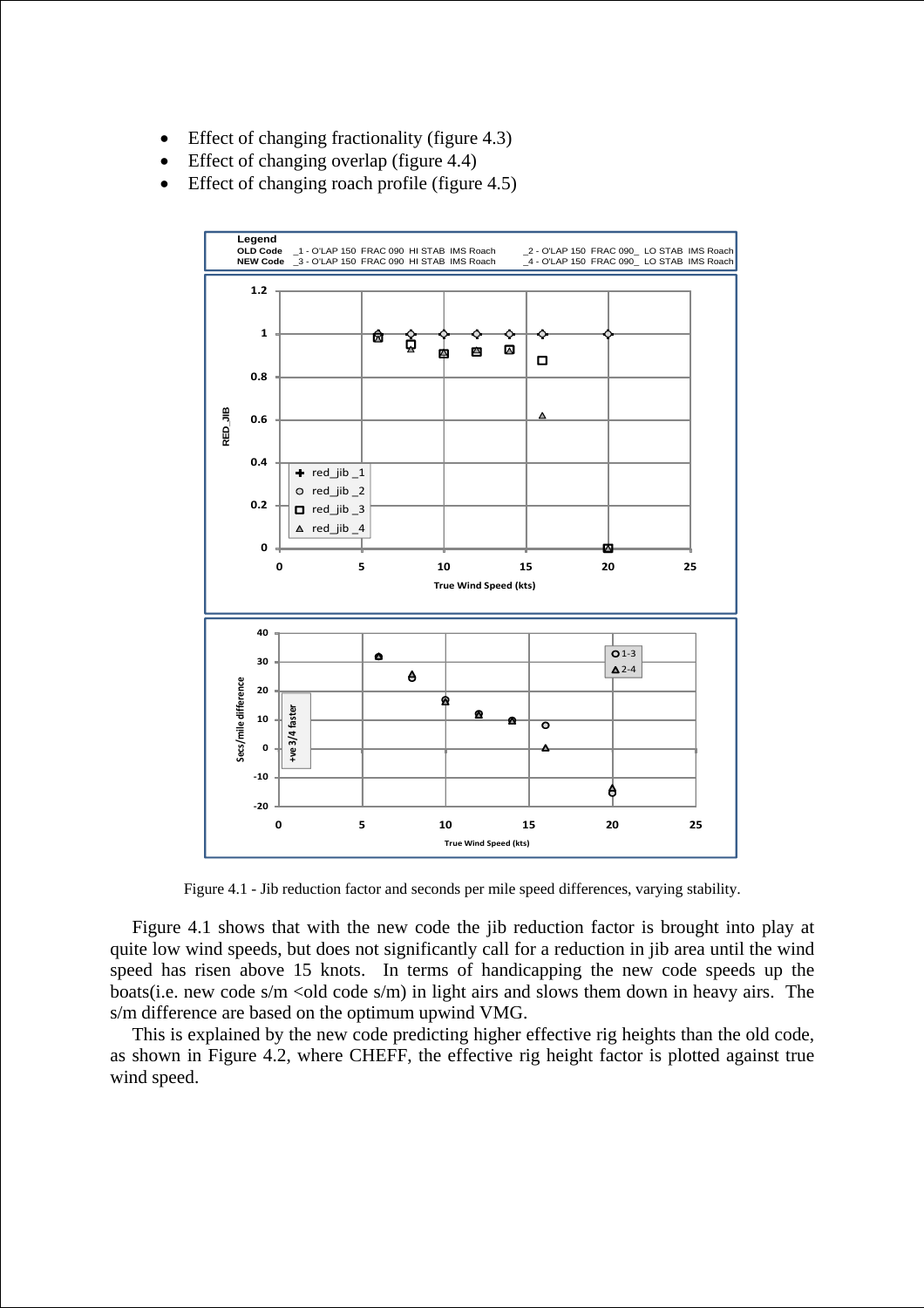- Effect of changing fractionality (figure 4.3)
- Effect of changing overlap (figure 4.4)
- Effect of changing roach profile (figure 4.5)

Figure 4.1 - Jib reduction factor and seconds per mile speed differences, varying stability.

Figure 4.1 shows that with the new code the jib reduction factor is brought into play at quite low wind speeds, but does not significantly call for a reduction in jib area until the wind speed has risen above 15 knots. In terms of handicapping the new code speeds up the boats(i.e. new code s/m <old code s/m) in light airs and slows them down in heavy airs. The s/m difference are based on the optimum upwind VMG.

This is explained by the new code predicting higher effective rig heights than the old code, as shown in Figure 4.2, where CHEFF, the effective rig height factor is plotted against true wind speed.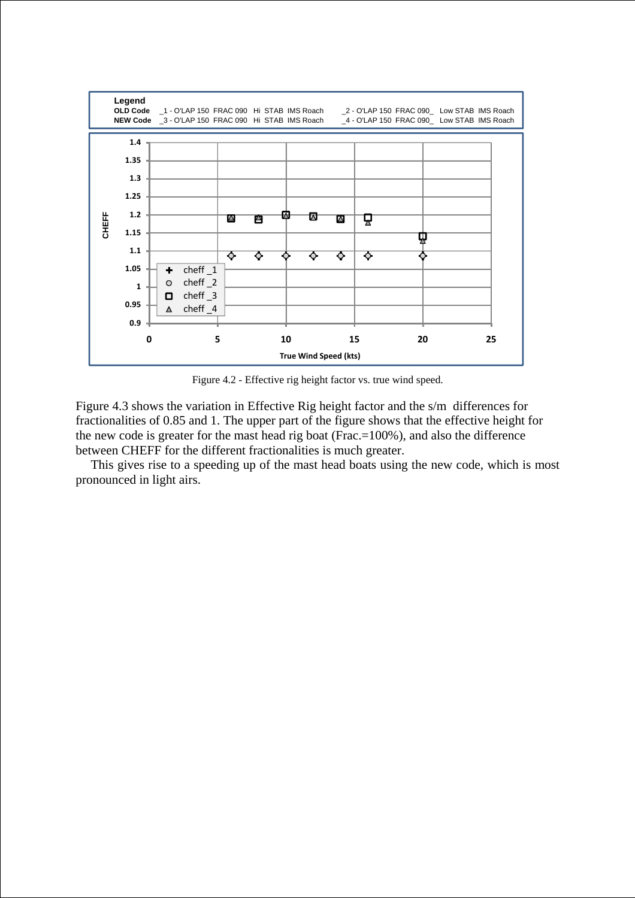Figure 4.2 - Effective rig height factor vs. true wind speed.

Figure 4.3 shows the variation in Effective Rig height factor and the s/m differences for fractionalities of 0.85 and 1. The upper part of the figure shows that the effective height for the new code is greater for the mast head rig boat (Frac.=100%), and also the difference between CHEFF for the different fractionalities is much greater.

This gives rise to a speeding up of the mast head boats using the new code, which is most pronounced in light airs.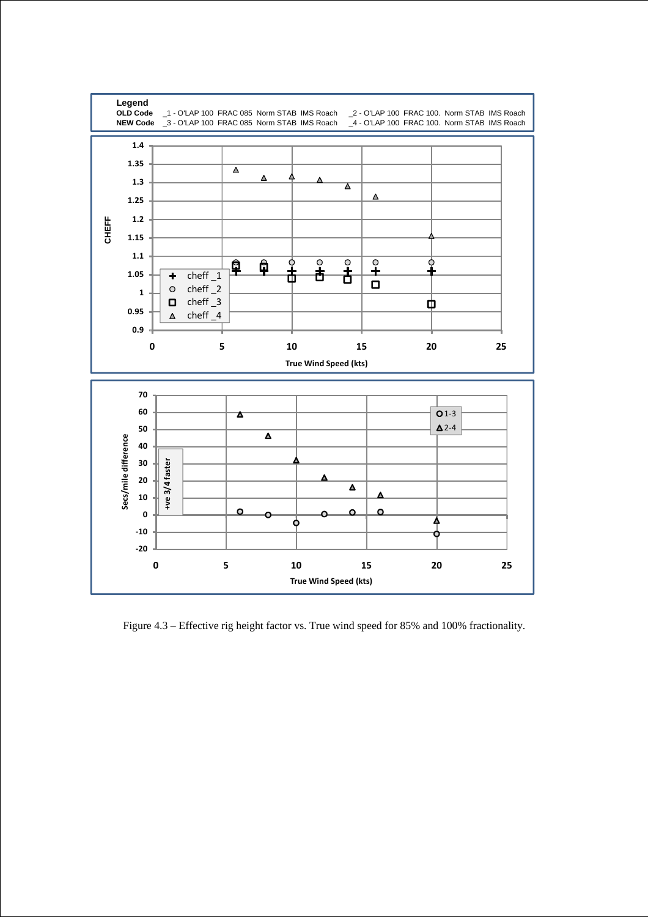Figure 4.3 – Effective rig height factor vs. True wind speed for 85% and 100% fractionality.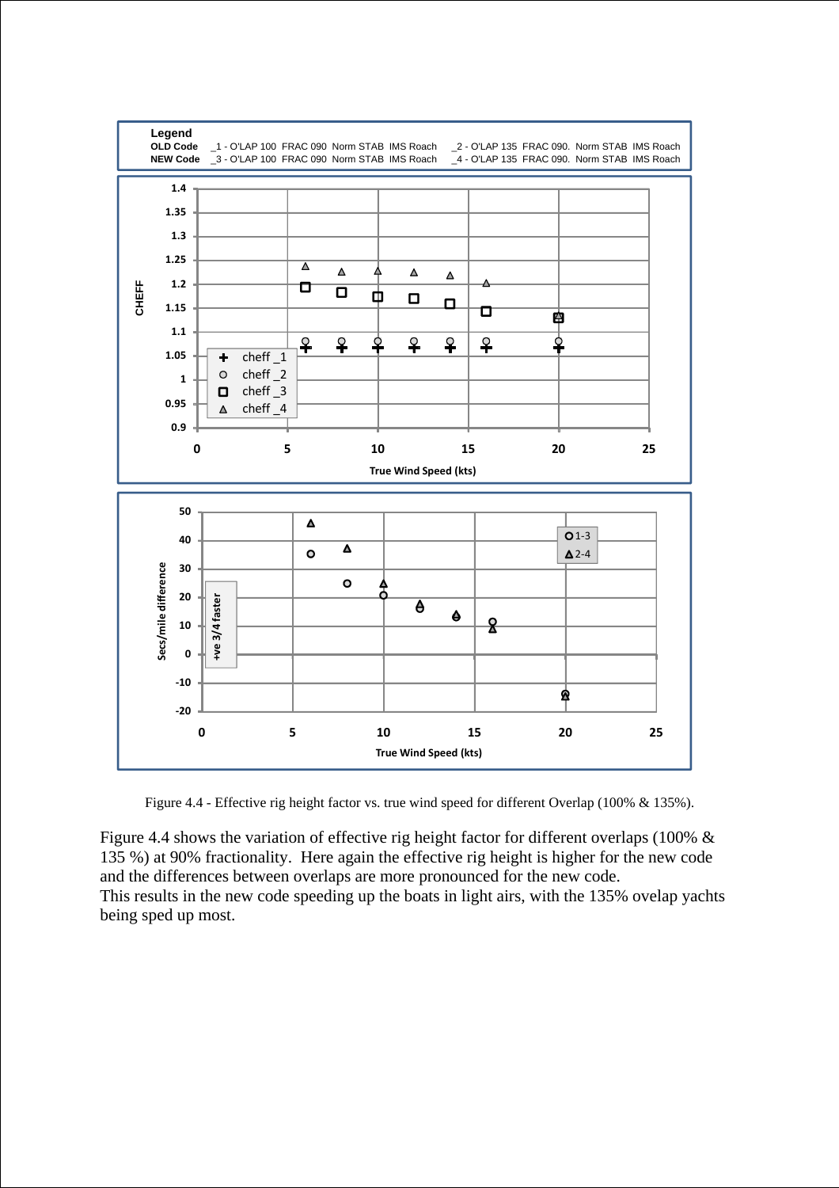Figure 4.4 - Effective rig height factor vs. true wind speed for different Overlap (100% & 135%).

Figure 4.4 shows the variation of effective rig height factor for different overlaps (100% & 135 %) at 90% fractionality. Here again the effective rig height is higher for the new code and the differences between overlaps are more pronounced for the new code.
This results in the new code speeding up the boats in light airs, with the 135% ovelap yachts being sped up most.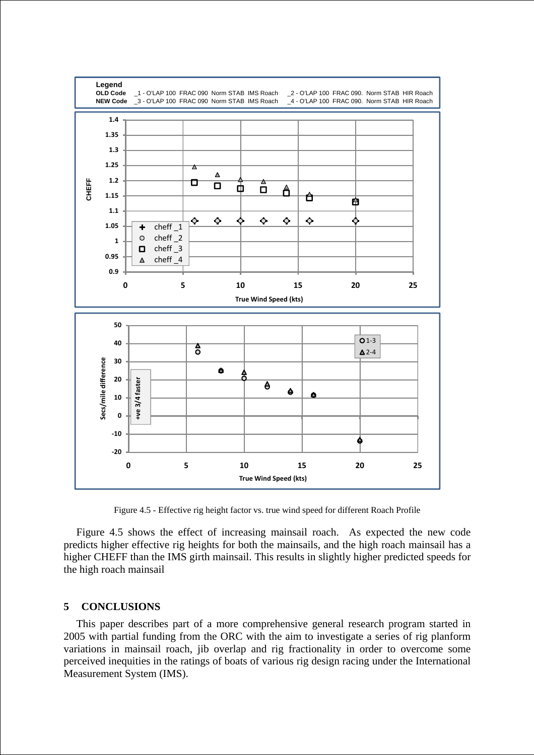Figure 4.5 - Effective rig height factor vs. true wind speed for different Roach Profile

Figure 4.5 shows the effect of increasing mainsail roach. As expected the new code predicts higher effective rig heights for both the mainsails, and the high roach mainsail has a higher CHEFF than the IMS girth mainsail. This results in slightly higher predicted speeds for the high roach mainsail

## 5 CONCLUSIONS

This paper describes part of a more comprehensive general research program started in 2005 with partial funding from the ORC with the aim to investigate a series of rig planform variations in mainsail roach, jib overlap and rig fractionality in order to overcome some perceived inequities in the ratings of boats of various rig design racing under the International Measurement System (IMS).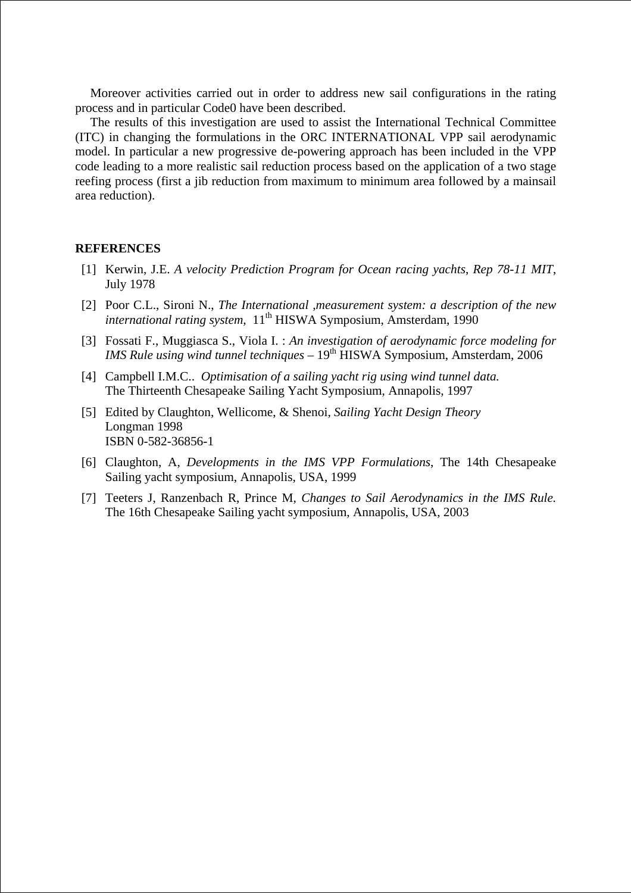Moreover activities carried out in order to address new sail configurations in the rating process and in particular Code0 have been described.

The results of this investigation are used to assist the International Technical Committee (ITC) in changing the formulations in the ORC INTERNATIONAL VPP sail aerodynamic model. In particular a new progressive de-powering approach has been included in the VPP code leading to a more realistic sail reduction process based on the application of a two stage reefing process (first a jib reduction from maximum to minimum area followed by a mainsail area reduction).

**REFERENCES**

[1] Kerwin, J.E. *A velocity Prediction Program for Ocean racing yachts, Rep 78-11 MIT*, July 1978

[2] Poor C.L., Sironi N., *The International ,measurement system: a description of the new international rating system*, 11th HISWA Symposium, Amsterdam, 1990

[3] Fossati F., Muggiasca S., Viola I. : *An investigation of aerodynamic force modeling for IMS Rule using wind tunnel techniques* – 19th HISWA Symposium, Amsterdam, 2006

[4] Campbell I.M.C.. *Optimisation of a sailing yacht rig using wind tunnel data.* The Thirteenth Chesapeake Sailing Yacht Symposium, Annapolis, 1997

[5] Edited by Claughton, Wellicome, & Shenoi, *Sailing Yacht Design Theory* Longman 1998 ISBN 0-582-36856-1

[6] Claughton, A, *Developments in the IMS VPP Formulations*, The 14th Chesapeake Sailing yacht symposium, Annapolis, USA, 1999

[7] Teeters J, Ranzenbach R, Prince M, *Changes to Sail Aerodynamics in the IMS Rule.* The 16th Chesapeake Sailing yacht symposium, Annapolis, USA, 2003